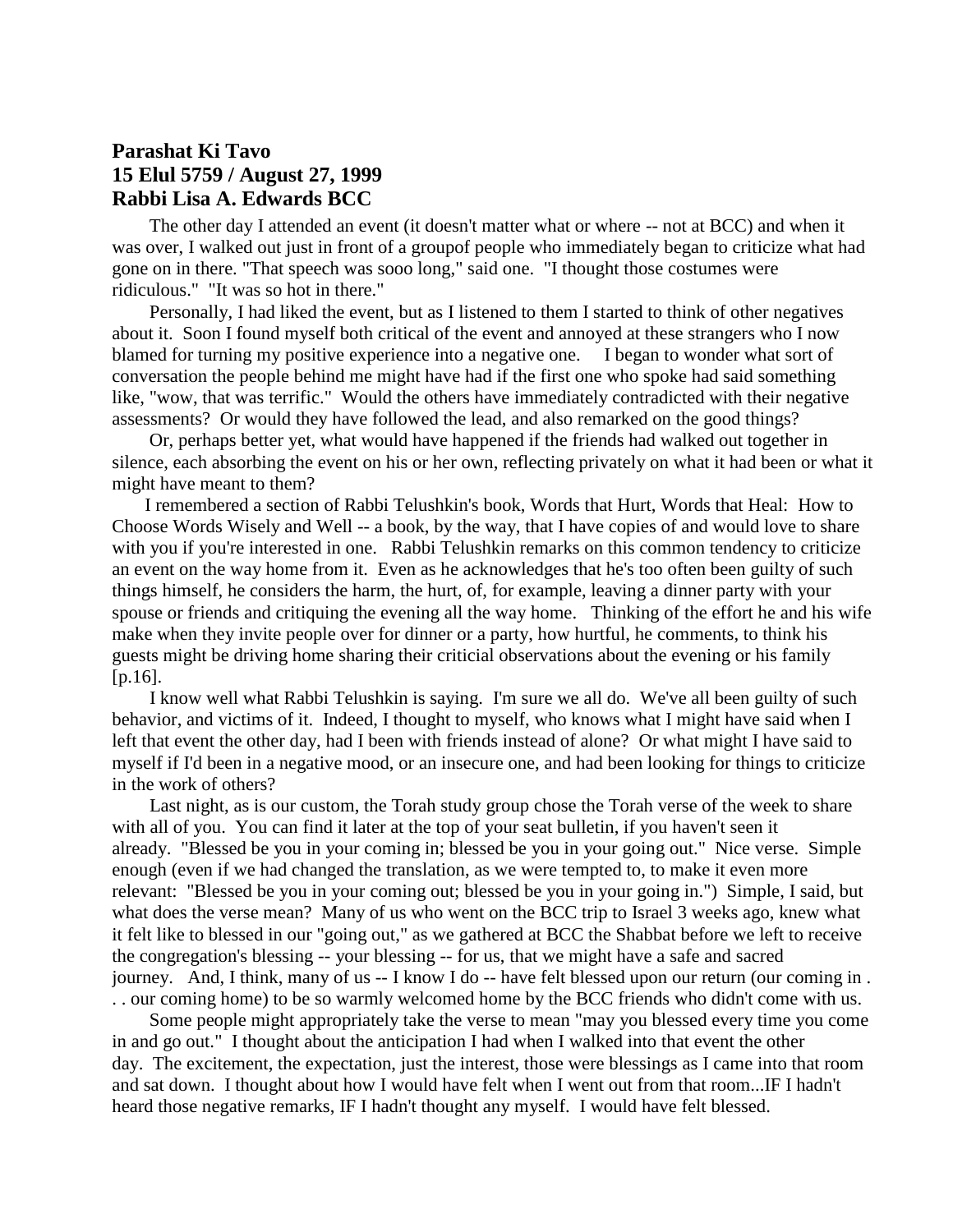**Parashat Ki Tavo**
**15 Elul 5759 / August 27, 1999**
**Rabbi Lisa A. Edwards BCC**

The other day I attended an event (it doesn't matter what or where -- not at BCC) and when it was over, I walked out just in front of a groupof people who immediately began to criticize what had gone on in there. "That speech was sooo long," said one. "I thought those costumes were ridiculous." "It was so hot in there."

Personally, I had liked the event, but as I listened to them I started to think of other negatives about it. Soon I found myself both critical of the event and annoyed at these strangers who I now blamed for turning my positive experience into a negative one. I began to wonder what sort of conversation the people behind me might have had if the first one who spoke had said something like, "wow, that was terrific." Would the others have immediately contradicted with their negative assessments? Or would they have followed the lead, and also remarked on the good things?

Or, perhaps better yet, what would have happened if the friends had walked out together in silence, each absorbing the event on his or her own, reflecting privately on what it had been or what it might have meant to them?

I remembered a section of Rabbi Telushkin's book, Words that Hurt, Words that Heal: How to Choose Words Wisely and Well -- a book, by the way, that I have copies of and would love to share with you if you're interested in one. Rabbi Telushkin remarks on this common tendency to criticize an event on the way home from it. Even as he acknowledges that he's too often been guilty of such things himself, he considers the harm, the hurt, of, for example, leaving a dinner party with your spouse or friends and critiquing the evening all the way home. Thinking of the effort he and his wife make when they invite people over for dinner or a party, how hurtful, he comments, to think his guests might be driving home sharing their criticial observations about the evening or his family [p.16].

I know well what Rabbi Telushkin is saying. I'm sure we all do. We've all been guilty of such behavior, and victims of it. Indeed, I thought to myself, who knows what I might have said when I left that event the other day, had I been with friends instead of alone? Or what might I have said to myself if I'd been in a negative mood, or an insecure one, and had been looking for things to criticize in the work of others?

Last night, as is our custom, the Torah study group chose the Torah verse of the week to share with all of you. You can find it later at the top of your seat bulletin, if you haven't seen it already. "Blessed be you in your coming in; blessed be you in your going out." Nice verse. Simple enough (even if we had changed the translation, as we were tempted to, to make it even more relevant: "Blessed be you in your coming out; blessed be you in your going in.") Simple, I said, but what does the verse mean? Many of us who went on the BCC trip to Israel 3 weeks ago, knew what it felt like to blessed in our "going out," as we gathered at BCC the Shabbat before we left to receive the congregation's blessing -- your blessing -- for us, that we might have a safe and sacred journey. And, I think, many of us -- I know I do -- have felt blessed upon our return (our coming in . . . our coming home) to be so warmly welcomed home by the BCC friends who didn't come with us.

Some people might appropriately take the verse to mean "may you blessed every time you come in and go out." I thought about the anticipation I had when I walked into that event the other day. The excitement, the expectation, just the interest, those were blessings as I came into that room and sat down. I thought about how I would have felt when I went out from that room...IF I hadn't heard those negative remarks, IF I hadn't thought any myself. I would have felt blessed.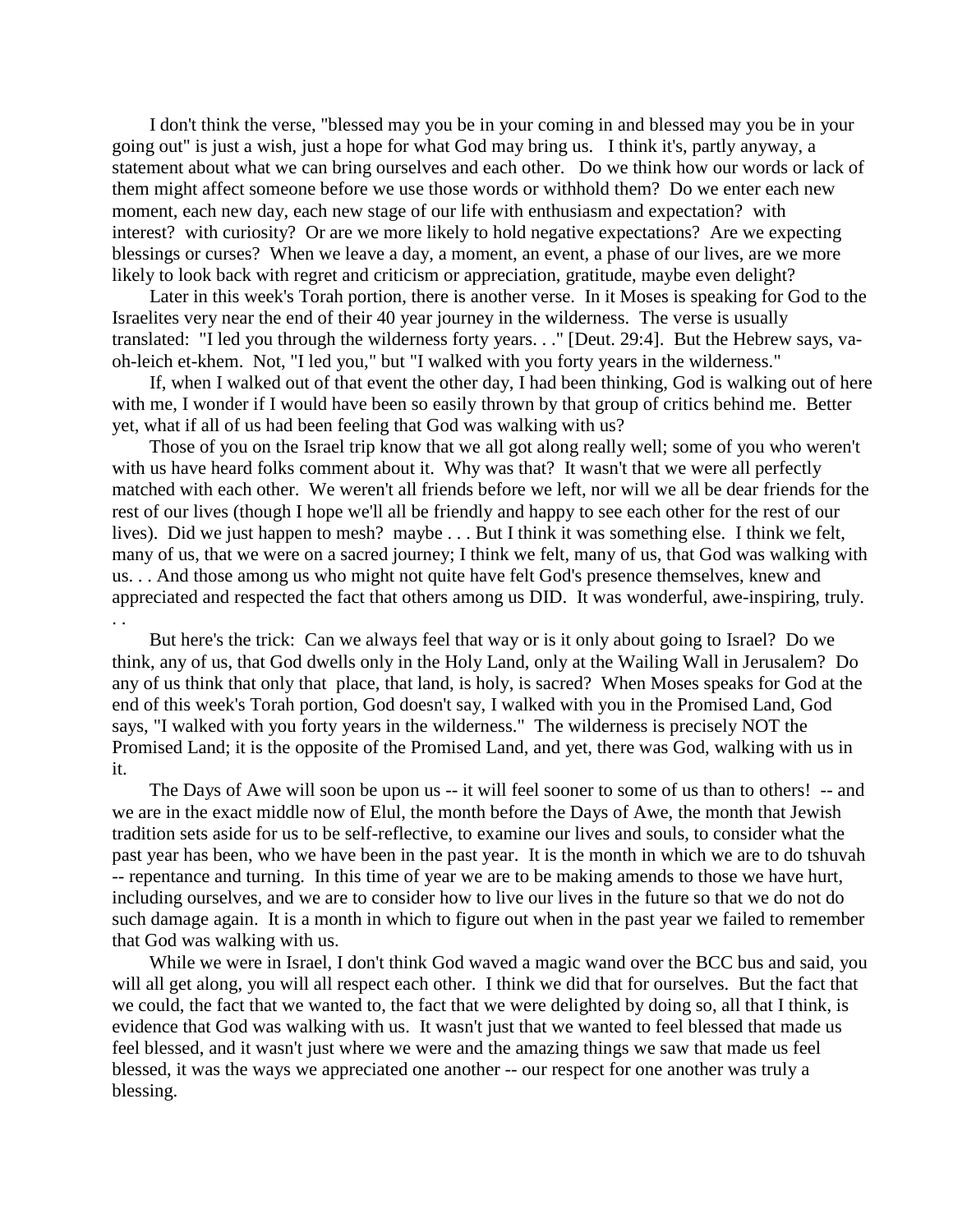I don't think the verse, "blessed may you be in your coming in and blessed may you be in your going out" is just a wish, just a hope for what God may bring us. I think it's, partly anyway, a statement about what we can bring ourselves and each other. Do we think how our words or lack of them might affect someone before we use those words or withhold them? Do we enter each new moment, each new day, each new stage of our life with enthusiasm and expectation? with interest? with curiosity? Or are we more likely to hold negative expectations? Are we expecting blessings or curses? When we leave a day, a moment, an event, a phase of our lives, are we more likely to look back with regret and criticism or appreciation, gratitude, maybe even delight?

Later in this week's Torah portion, there is another verse. In it Moses is speaking for God to the Israelites very near the end of their 40 year journey in the wilderness. The verse is usually translated: "I led you through the wilderness forty years. . ." [Deut. 29:4]. But the Hebrew says, va-oh-leich et-khem. Not, "I led you," but "I walked with you forty years in the wilderness."

If, when I walked out of that event the other day, I had been thinking, God is walking out of here with me, I wonder if I would have been so easily thrown by that group of critics behind me. Better yet, what if all of us had been feeling that God was walking with us?

Those of you on the Israel trip know that we all got along really well; some of you who weren't with us have heard folks comment about it. Why was that? It wasn't that we were all perfectly matched with each other. We weren't all friends before we left, nor will we all be dear friends for the rest of our lives (though I hope we'll all be friendly and happy to see each other for the rest of our lives). Did we just happen to mesh? maybe . . . But I think it was something else. I think we felt, many of us, that we were on a sacred journey; I think we felt, many of us, that God was walking with us. . . And those among us who might not quite have felt God's presence themselves, knew and appreciated and respected the fact that others among us DID. It was wonderful, awe-inspiring, truly. . .

But here's the trick: Can we always feel that way or is it only about going to Israel? Do we think, any of us, that God dwells only in the Holy Land, only at the Wailing Wall in Jerusalem? Do any of us think that only that place, that land, is holy, is sacred? When Moses speaks for God at the end of this week's Torah portion, God doesn't say, I walked with you in the Promised Land, God says, "I walked with you forty years in the wilderness." The wilderness is precisely NOT the Promised Land; it is the opposite of the Promised Land, and yet, there was God, walking with us in it.

The Days of Awe will soon be upon us -- it will feel sooner to some of us than to others! -- and we are in the exact middle now of Elul, the month before the Days of Awe, the month that Jewish tradition sets aside for us to be self-reflective, to examine our lives and souls, to consider what the past year has been, who we have been in the past year. It is the month in which we are to do tshuvah -- repentance and turning. In this time of year we are to be making amends to those we have hurt, including ourselves, and we are to consider how to live our lives in the future so that we do not do such damage again. It is a month in which to figure out when in the past year we failed to remember that God was walking with us.

While we were in Israel, I don't think God waved a magic wand over the BCC bus and said, you will all get along, you will all respect each other. I think we did that for ourselves. But the fact that we could, the fact that we wanted to, the fact that we were delighted by doing so, all that I think, is evidence that God was walking with us. It wasn't just that we wanted to feel blessed that made us feel blessed, and it wasn't just where we were and the amazing things we saw that made us feel blessed, it was the ways we appreciated one another -- our respect for one another was truly a blessing.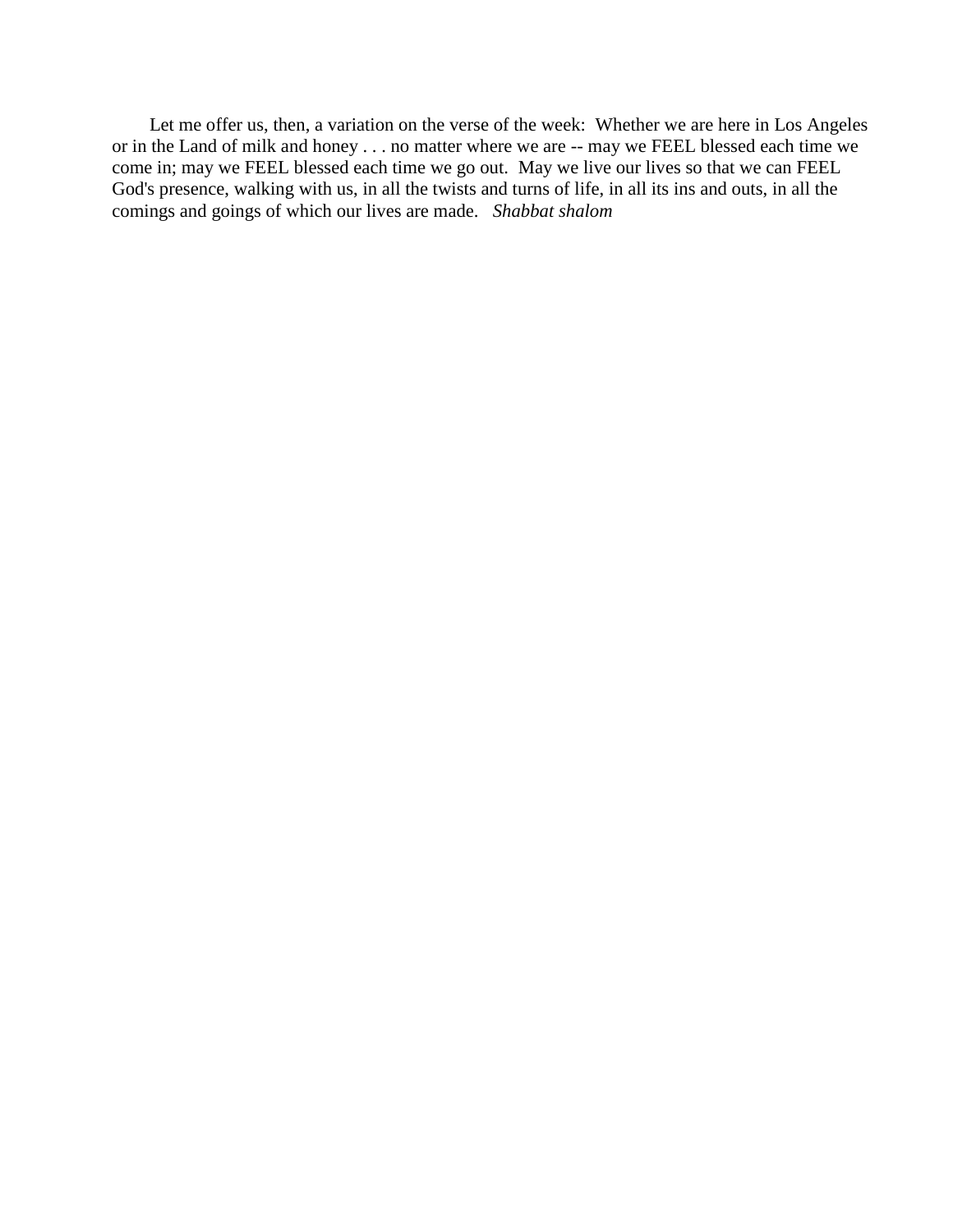Let me offer us, then, a variation on the verse of the week:  Whether we are here in Los Angeles or in the Land of milk and honey . . . no matter where we are -- may we FEEL blessed each time we come in; may we FEEL blessed each time we go out.  May we live our lives so that we can FEEL God's presence, walking with us, in all the twists and turns of life, in all its ins and outs, in all the comings and goings of which our lives are made.   *Shabbat shalom*